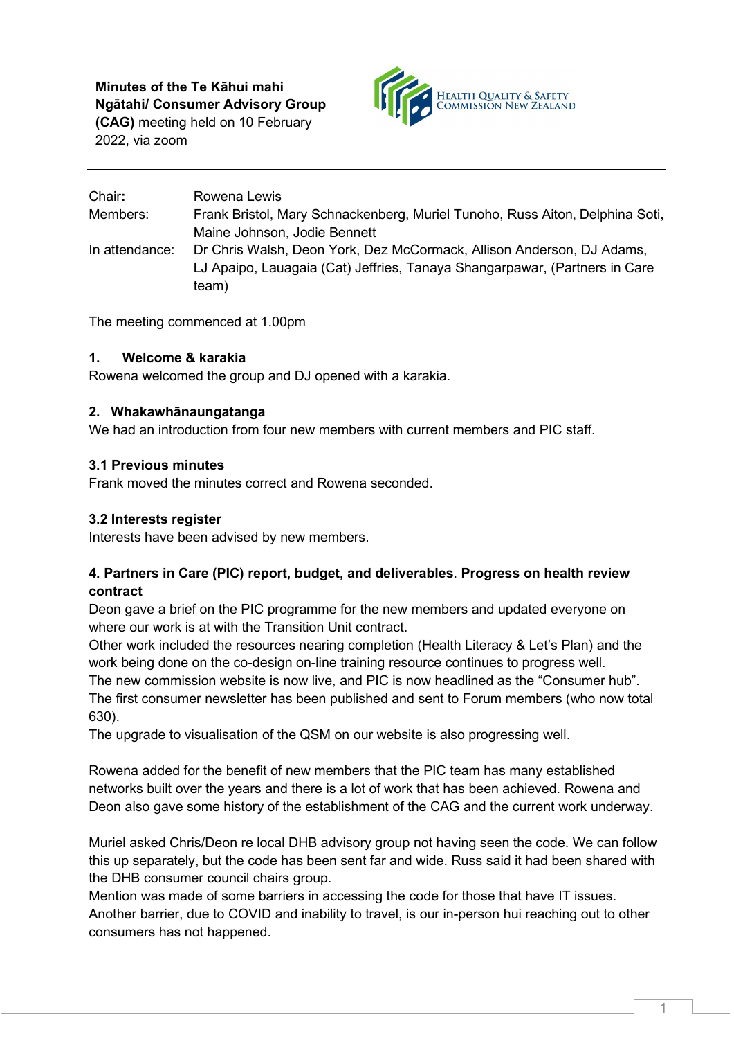**Minutes of the Te Kāhui mahi Ngātahi/ Consumer Advisory Group (CAG)** meeting held on 10 February 2022, via zoom

HEALTH QUALITY & SAFETY COMMISSION NEW ZEALAND

---

| | |
|---|---|
| Chair: | Rowena Lewis |
| Members: | Frank Bristol, Mary Schnackenberg, Muriel Tunoho, Russ Aiton, Delphina Soti, Maine Johnson, Jodie Bennett |
| In attendance: | Dr Chris Walsh, Deon York, Dez McCormack, Allison Anderson, DJ Adams, LJ Apaipo, Lauagaia (Cat) Jeffries, Tanaya Shangarpawar, (Partners in Care team) |

The meeting commenced at 1.00pm

### 1. Welcome & karakia

Rowena welcomed the group and DJ opened with a karakia.

### 2. Whakawhānaungatanga

We had an introduction from four new members with current members and PIC staff.

### 3.1 Previous minutes

Frank moved the minutes correct and Rowena seconded.

### 3.2 Interests register

Interests have been advised by new members.

### 4. Partners in Care (PIC) report, budget, and deliverables. Progress on health review contract

Deon gave a brief on the PIC programme for the new members and updated everyone on where our work is at with the Transition Unit contract.
Other work included the resources nearing completion (Health Literacy & Let's Plan) and the work being done on the co-design on-line training resource continues to progress well.
The new commission website is now live, and PIC is now headlined as the "Consumer hub".
The first consumer newsletter has been published and sent to Forum members (who now total 630).
The upgrade to visualisation of the QSM on our website is also progressing well.

Rowena added for the benefit of new members that the PIC team has many established networks built over the years and there is a lot of work that has been achieved. Rowena and Deon also gave some history of the establishment of the CAG and the current work underway.

Muriel asked Chris/Deon re local DHB advisory group not having seen the code. We can follow this up separately, but the code has been sent far and wide. Russ said it had been shared with the DHB consumer council chairs group.
Mention was made of some barriers in accessing the code for those that have IT issues.
Another barrier, due to COVID and inability to travel, is our in-person hui reaching out to other consumers has not happened.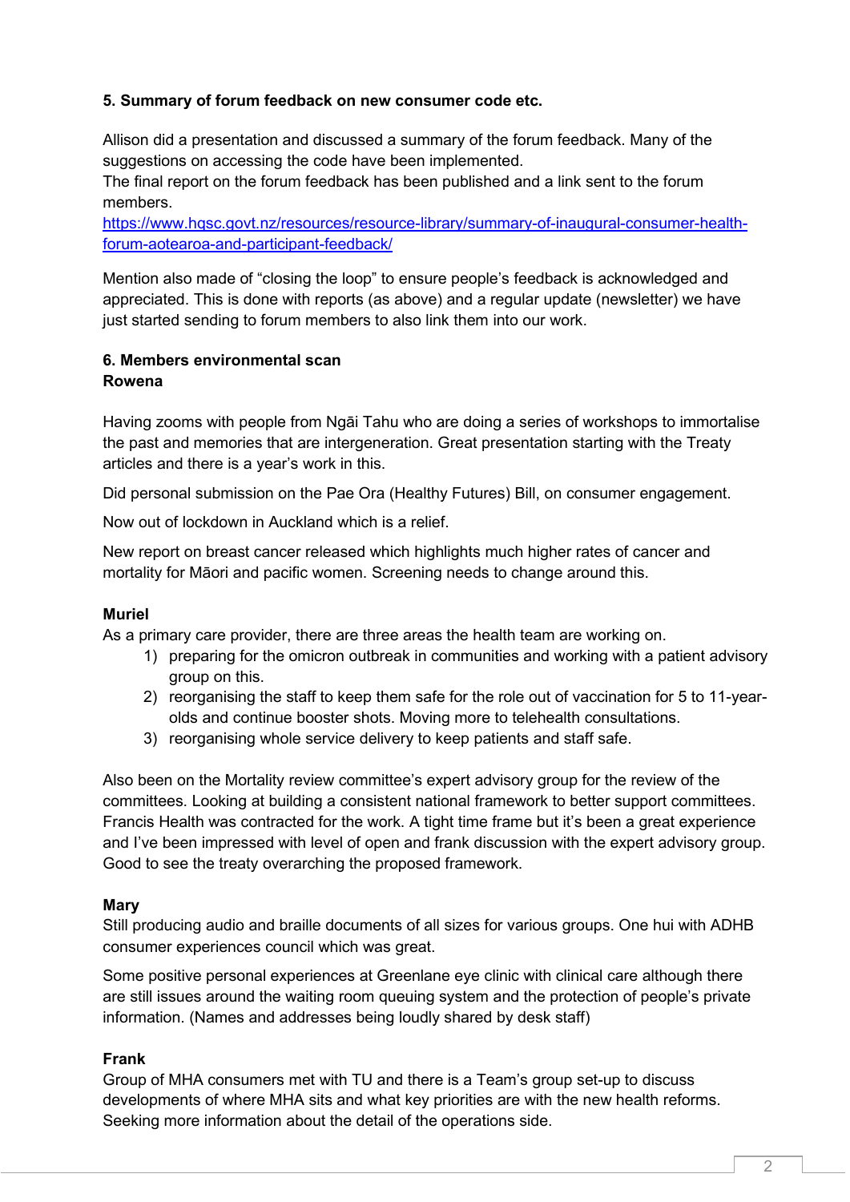**5. Summary of forum feedback on new consumer code etc.**

Allison did a presentation and discussed a summary of the forum feedback. Many of the suggestions on accessing the code have been implemented.
The final report on the forum feedback has been published and a link sent to the forum members.
[https://www.hqsc.govt.nz/resources/resource-library/summary-of-inaugural-consumer-health-forum-aotearoa-and-participant-feedback/](https://www.hqsc.govt.nz/resources/resource-library/summary-of-inaugural-consumer-health-forum-aotearoa-and-participant-feedback/)

Mention also made of "closing the loop" to ensure people's feedback is acknowledged and appreciated. This is done with reports (as above) and a regular update (newsletter) we have just started sending to forum members to also link them into our work.

**6. Members environmental scan**
**Rowena**

Having zooms with people from Ngāi Tahu who are doing a series of workshops to immortalise the past and memories that are intergeneration. Great presentation starting with the Treaty articles and there is a year's work in this.

Did personal submission on the Pae Ora (Healthy Futures) Bill, on consumer engagement.

Now out of lockdown in Auckland which is a relief.

New report on breast cancer released which highlights much higher rates of cancer and mortality for Māori and pacific women. Screening needs to change around this.

**Muriel**
As a primary care provider, there are three areas the health team are working on.

1) preparing for the omicron outbreak in communities and working with a patient advisory group on this.
2) reorganising the staff to keep them safe for the role out of vaccination for 5 to 11-year-olds and continue booster shots. Moving more to telehealth consultations.
3) reorganising whole service delivery to keep patients and staff safe.

Also been on the Mortality review committee's expert advisory group for the review of the committees. Looking at building a consistent national framework to better support committees. Francis Health was contracted for the work. A tight time frame but it's been a great experience and I've been impressed with level of open and frank discussion with the expert advisory group. Good to see the treaty overarching the proposed framework.

**Mary**
Still producing audio and braille documents of all sizes for various groups. One hui with ADHB consumer experiences council which was great.

Some positive personal experiences at Greenlane eye clinic with clinical care although there are still issues around the waiting room queuing system and the protection of people's private information. (Names and addresses being loudly shared by desk staff)

**Frank**
Group of MHA consumers met with TU and there is a Team's group set-up to discuss developments of where MHA sits and what key priorities are with the new health reforms. Seeking more information about the detail of the operations side.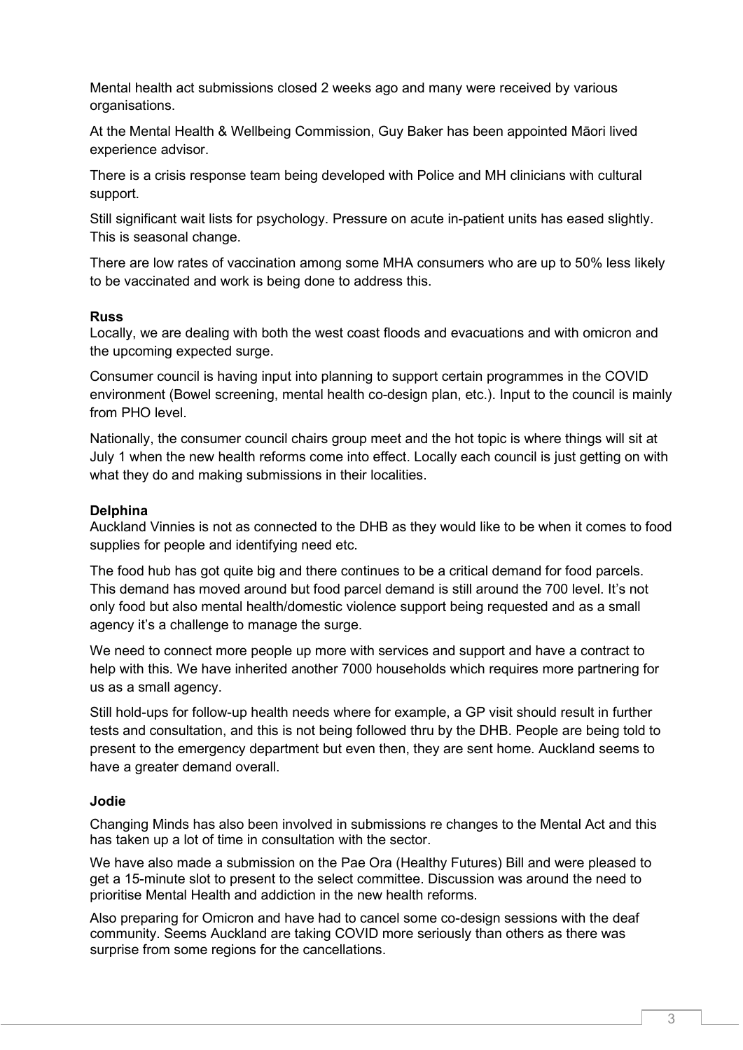Mental health act submissions closed 2 weeks ago and many were received by various organisations.

At the Mental Health & Wellbeing Commission, Guy Baker has been appointed Māori lived experience advisor.

There is a crisis response team being developed with Police and MH clinicians with cultural support.

Still significant wait lists for psychology. Pressure on acute in-patient units has eased slightly. This is seasonal change.

There are low rates of vaccination among some MHA consumers who are up to 50% less likely to be vaccinated and work is being done to address this.

**Russ**
Locally, we are dealing with both the west coast floods and evacuations and with omicron and the upcoming expected surge.

Consumer council is having input into planning to support certain programmes in the COVID environment (Bowel screening, mental health co-design plan, etc.). Input to the council is mainly from PHO level.

Nationally, the consumer council chairs group meet and the hot topic is where things will sit at July 1 when the new health reforms come into effect. Locally each council is just getting on with what they do and making submissions in their localities.

**Delphina**
Auckland Vinnies is not as connected to the DHB as they would like to be when it comes to food supplies for people and identifying need etc.

The food hub has got quite big and there continues to be a critical demand for food parcels. This demand has moved around but food parcel demand is still around the 700 level. It's not only food but also mental health/domestic violence support being requested and as a small agency it's a challenge to manage the surge.

We need to connect more people up more with services and support and have a contract to help with this. We have inherited another 7000 households which requires more partnering for us as a small agency.

Still hold-ups for follow-up health needs where for example, a GP visit should result in further tests and consultation, and this is not being followed thru by the DHB. People are being told to present to the emergency department but even then, they are sent home. Auckland seems to have a greater demand overall.

**Jodie**

Changing Minds has also been involved in submissions re changes to the Mental Act and this has taken up a lot of time in consultation with the sector.

We have also made a submission on the Pae Ora (Healthy Futures) Bill and were pleased to get a 15-minute slot to present to the select committee. Discussion was around the need to prioritise Mental Health and addiction in the new health reforms.

Also preparing for Omicron and have had to cancel some co-design sessions with the deaf community. Seems Auckland are taking COVID more seriously than others as there was surprise from some regions for the cancellations.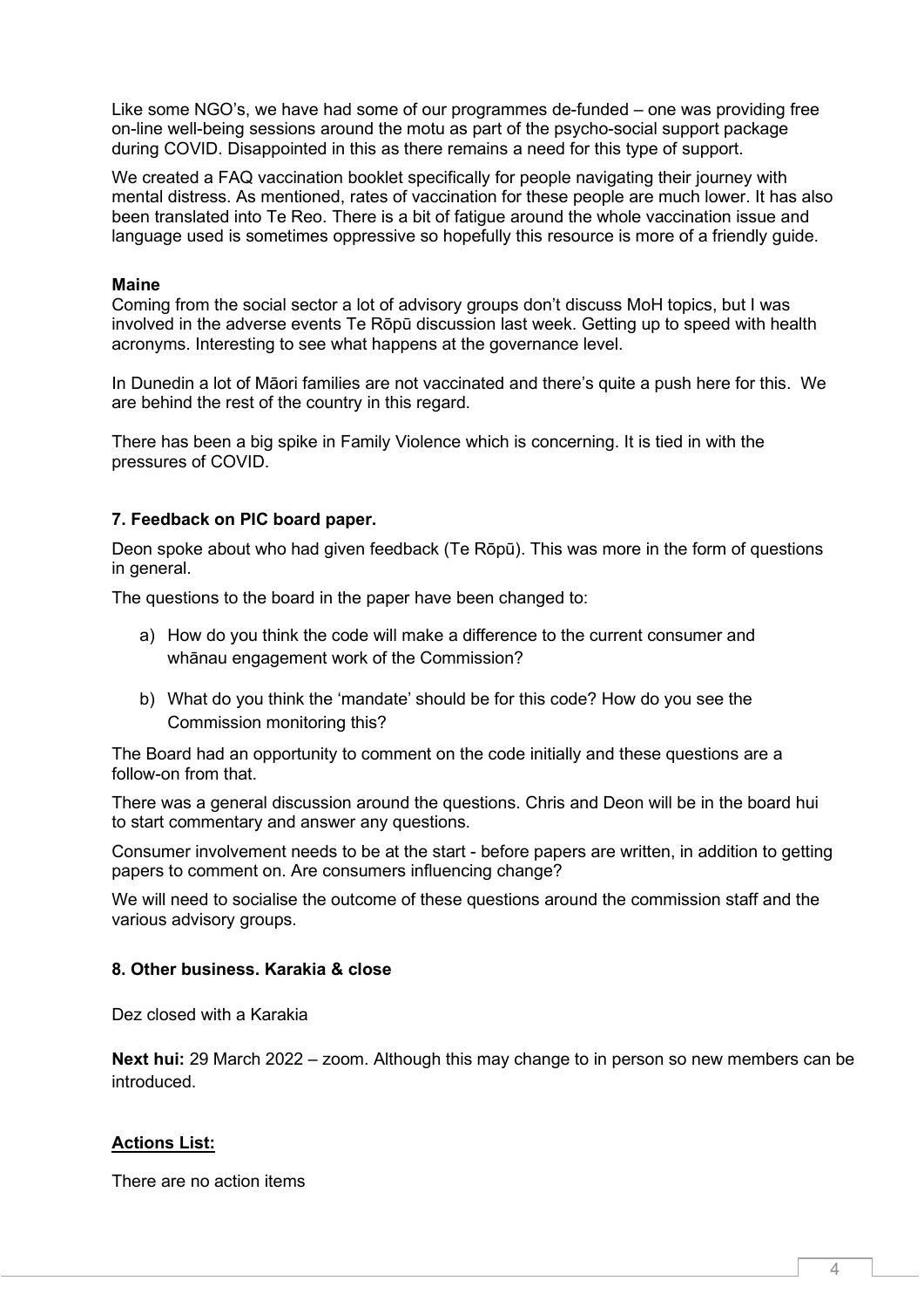Like some NGO's, we have had some of our programmes de-funded – one was providing free on-line well-being sessions around the motu as part of the psycho-social support package during COVID. Disappointed in this as there remains a need for this type of support.

We created a FAQ vaccination booklet specifically for people navigating their journey with mental distress. As mentioned, rates of vaccination for these people are much lower. It has also been translated into Te Reo. There is a bit of fatigue around the whole vaccination issue and language used is sometimes oppressive so hopefully this resource is more of a friendly guide.

**Maine**

Coming from the social sector a lot of advisory groups don't discuss MoH topics, but I was involved in the adverse events Te Rōpū discussion last week. Getting up to speed with health acronyms. Interesting to see what happens at the governance level.

In Dunedin a lot of Māori families are not vaccinated and there's quite a push here for this. We are behind the rest of the country in this regard.

There has been a big spike in Family Violence which is concerning. It is tied in with the pressures of COVID.

**7. Feedback on PIC board paper.**

Deon spoke about who had given feedback (Te Rōpū). This was more in the form of questions in general.

The questions to the board in the paper have been changed to:

a) How do you think the code will make a difference to the current consumer and whānau engagement work of the Commission?

b) What do you think the 'mandate' should be for this code? How do you see the Commission monitoring this?

The Board had an opportunity to comment on the code initially and these questions are a follow-on from that.

There was a general discussion around the questions. Chris and Deon will be in the board hui to start commentary and answer any questions.

Consumer involvement needs to be at the start - before papers are written, in addition to getting papers to comment on. Are consumers influencing change?

We will need to socialise the outcome of these questions around the commission staff and the various advisory groups.

**8. Other business. Karakia & close**

Dez closed with a Karakia

**Next hui:** 29 March 2022 – zoom. Although this may change to in person so new members can be introduced.

**Actions List:**

There are no action items